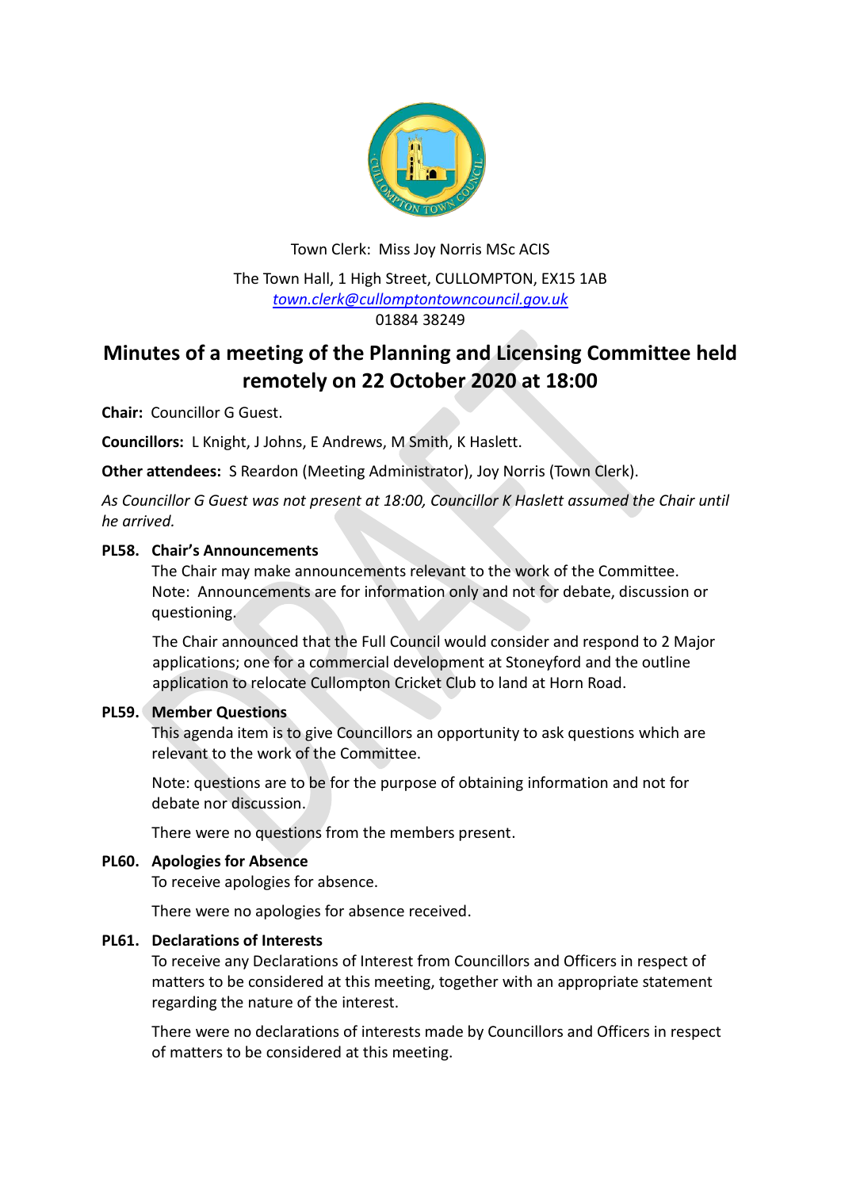Town Clerk: Miss Joy Norris MSc ACIS

The Town Hall, 1 High Street, CULLOMPTON, EX15 1AB
town.clerk@cullomptontowncouncil.gov.uk
01884 38249

# Minutes of a meeting of the Planning and Licensing Committee held remotely on 22 October 2020 at 18:00

**Chair:** Councillor G Guest.

**Councillors:** L Knight, J Johns, E Andrews, M Smith, K Haslett.

**Other attendees:** S Reardon (Meeting Administrator), Joy Norris (Town Clerk).

*As Councillor G Guest was not present at 18:00, Councillor K Haslett assumed the Chair until he arrived.*

**PL58. Chair's Announcements**

The Chair may make announcements relevant to the work of the Committee.
Note: Announcements are for information only and not for debate, discussion or questioning.

The Chair announced that the Full Council would consider and respond to 2 Major applications; one for a commercial development at Stoneyford and the outline application to relocate Cullompton Cricket Club to land at Horn Road.

**PL59. Member Questions**

This agenda item is to give Councillors an opportunity to ask questions which are relevant to the work of the Committee.

Note: questions are to be for the purpose of obtaining information and not for debate nor discussion.

There were no questions from the members present.

**PL60. Apologies for Absence**

To receive apologies for absence.

There were no apologies for absence received.

**PL61. Declarations of Interests**

To receive any Declarations of Interest from Councillors and Officers in respect of matters to be considered at this meeting, together with an appropriate statement regarding the nature of the interest.

There were no declarations of interests made by Councillors and Officers in respect of matters to be considered at this meeting.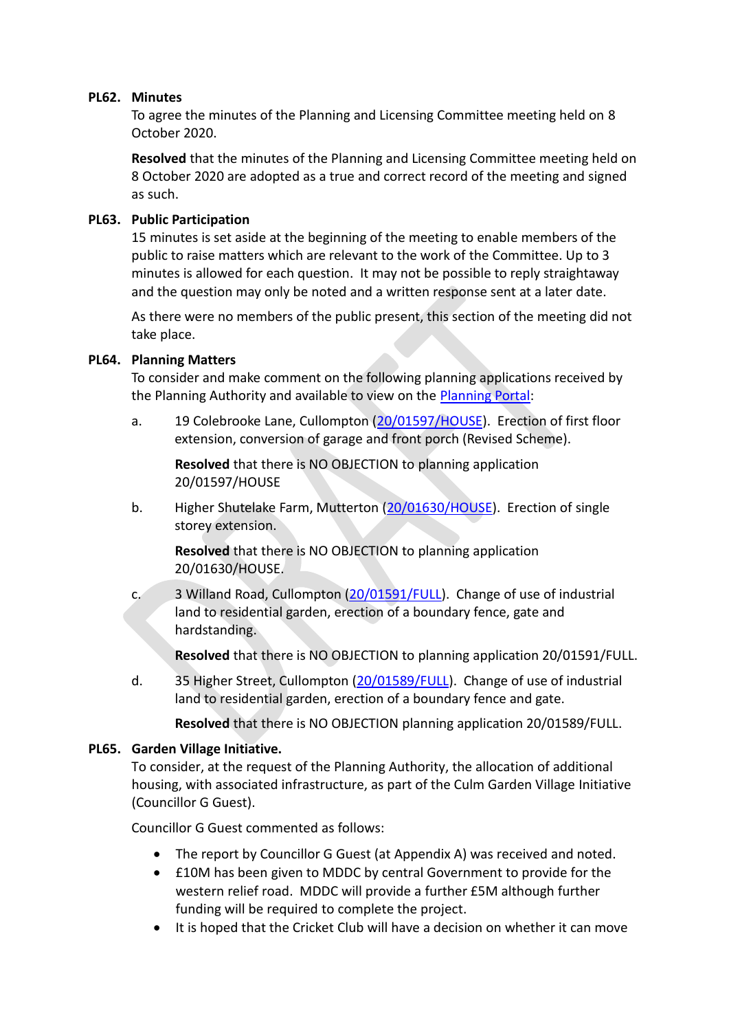**PL62. Minutes**

To agree the minutes of the Planning and Licensing Committee meeting held on 8 October 2020.

**Resolved** that the minutes of the Planning and Licensing Committee meeting held on 8 October 2020 are adopted as a true and correct record of the meeting and signed as such.

**PL63. Public Participation**

15 minutes is set aside at the beginning of the meeting to enable members of the public to raise matters which are relevant to the work of the Committee. Up to 3 minutes is allowed for each question. It may not be possible to reply straightaway and the question may only be noted and a written response sent at a later date.

As there were no members of the public present, this section of the meeting did not take place.

**PL64. Planning Matters**

To consider and make comment on the following planning applications received by the Planning Authority and available to view on the Planning Portal:

a. 19 Colebrooke Lane, Cullompton (20/01597/HOUSE). Erection of first floor extension, conversion of garage and front porch (Revised Scheme).

**Resolved** that there is NO OBJECTION to planning application 20/01597/HOUSE

b. Higher Shutelake Farm, Mutterton (20/01630/HOUSE). Erection of single storey extension.

**Resolved** that there is NO OBJECTION to planning application 20/01630/HOUSE.

c. 3 Willand Road, Cullompton (20/01591/FULL). Change of use of industrial land to residential garden, erection of a boundary fence, gate and hardstanding.

**Resolved** that there is NO OBJECTION to planning application 20/01591/FULL.

d. 35 Higher Street, Cullompton (20/01589/FULL). Change of use of industrial land to residential garden, erection of a boundary fence and gate.

**Resolved** that there is NO OBJECTION planning application 20/01589/FULL.

**PL65. Garden Village Initiative.**

To consider, at the request of the Planning Authority, the allocation of additional housing, with associated infrastructure, as part of the Culm Garden Village Initiative (Councillor G Guest).

Councillor G Guest commented as follows:

- The report by Councillor G Guest (at Appendix A) was received and noted.
- £10M has been given to MDDC by central Government to provide for the western relief road. MDDC will provide a further £5M although further funding will be required to complete the project.
- It is hoped that the Cricket Club will have a decision on whether it can move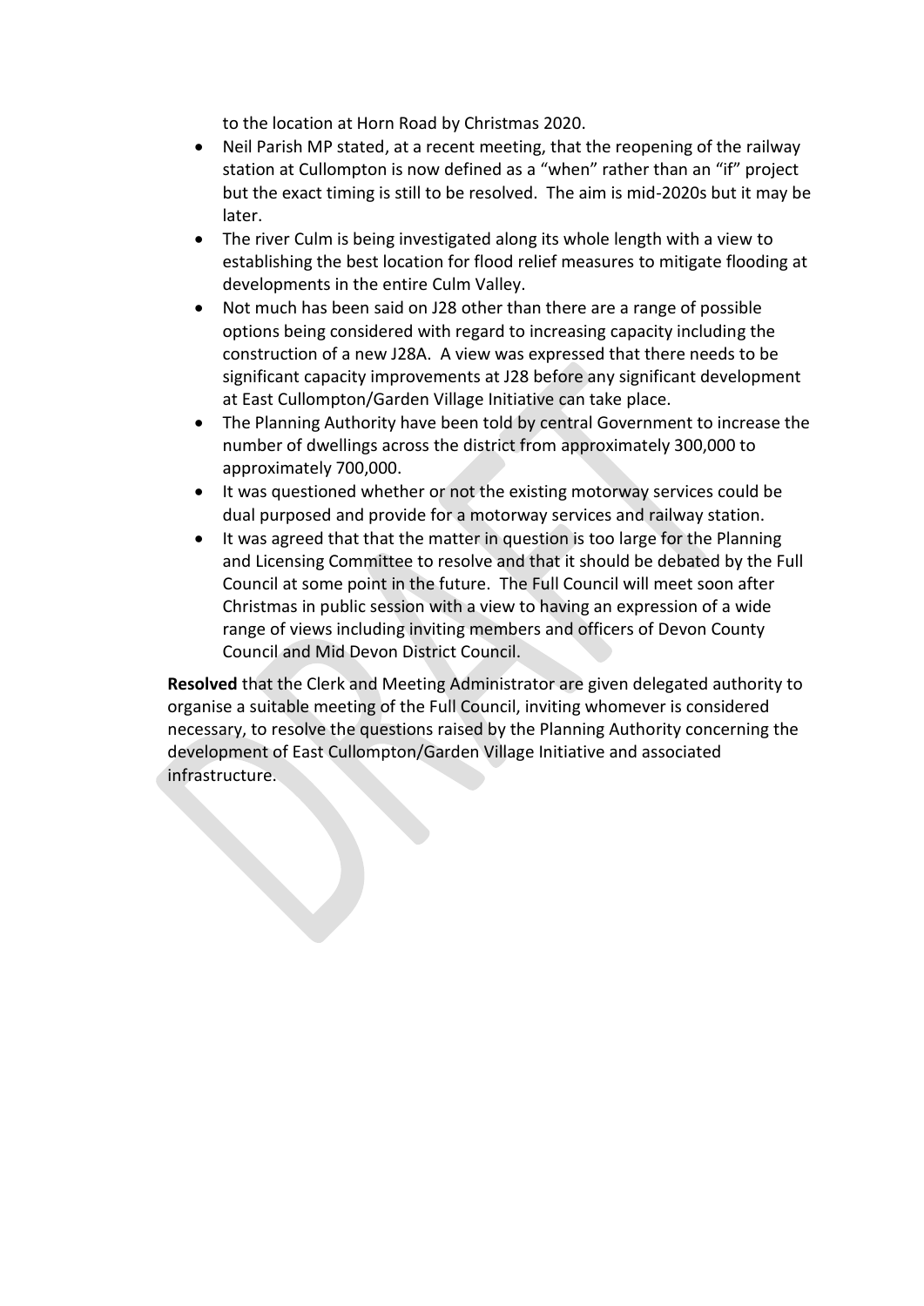to the location at Horn Road by Christmas 2020.

- Neil Parish MP stated, at a recent meeting, that the reopening of the railway station at Cullompton is now defined as a "when" rather than an "if" project but the exact timing is still to be resolved. The aim is mid-2020s but it may be later.
- The river Culm is being investigated along its whole length with a view to establishing the best location for flood relief measures to mitigate flooding at developments in the entire Culm Valley.
- Not much has been said on J28 other than there are a range of possible options being considered with regard to increasing capacity including the construction of a new J28A. A view was expressed that there needs to be significant capacity improvements at J28 before any significant development at East Cullompton/Garden Village Initiative can take place.
- The Planning Authority have been told by central Government to increase the number of dwellings across the district from approximately 300,000 to approximately 700,000.
- It was questioned whether or not the existing motorway services could be dual purposed and provide for a motorway services and railway station.
- It was agreed that that the matter in question is too large for the Planning and Licensing Committee to resolve and that it should be debated by the Full Council at some point in the future. The Full Council will meet soon after Christmas in public session with a view to having an expression of a wide range of views including inviting members and officers of Devon County Council and Mid Devon District Council.

**Resolved** that the Clerk and Meeting Administrator are given delegated authority to organise a suitable meeting of the Full Council, inviting whomever is considered necessary, to resolve the questions raised by the Planning Authority concerning the development of East Cullompton/Garden Village Initiative and associated infrastructure.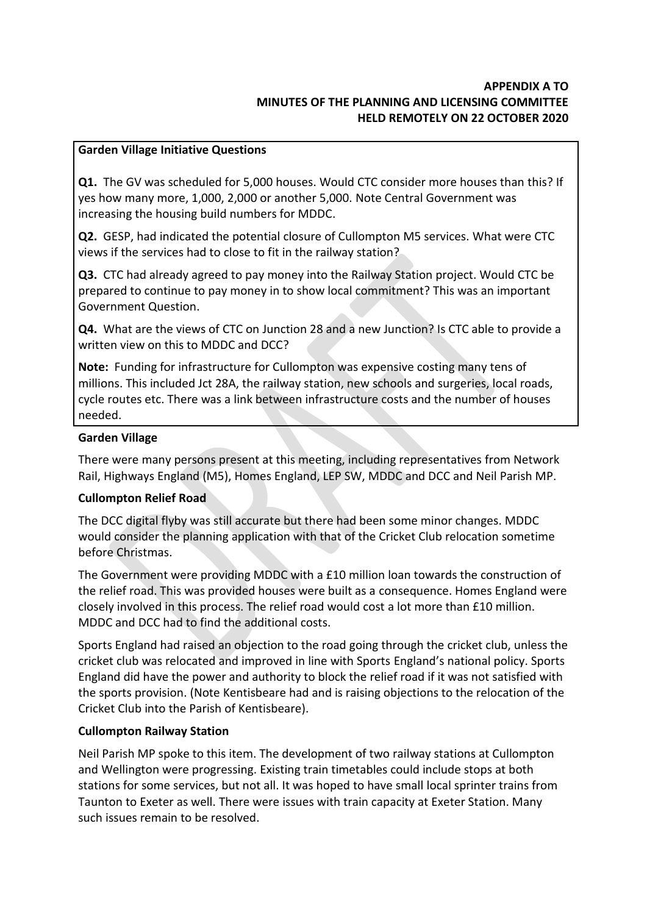**APPENDIX A TO**
**MINUTES OF THE PLANNING AND LICENSING COMMITTEE**
**HELD REMOTELY ON 22 OCTOBER 2020**

**Garden Village Initiative Questions**

**Q1.** The GV was scheduled for 5,000 houses. Would CTC consider more houses than this? If yes how many more, 1,000, 2,000 or another 5,000. Note Central Government was increasing the housing build numbers for MDDC.

**Q2.** GESP, had indicated the potential closure of Cullompton M5 services. What were CTC views if the services had to close to fit in the railway station?

**Q3.** CTC had already agreed to pay money into the Railway Station project. Would CTC be prepared to continue to pay money in to show local commitment? This was an important Government Question.

**Q4.** What are the views of CTC on Junction 28 and a new Junction? Is CTC able to provide a written view on this to MDDC and DCC?

**Note:** Funding for infrastructure for Cullompton was expensive costing many tens of millions. This included Jct 28A, the railway station, new schools and surgeries, local roads, cycle routes etc. There was a link between infrastructure costs and the number of houses needed.

**Garden Village**

There were many persons present at this meeting, including representatives from Network Rail, Highways England (M5), Homes England, LEP SW, MDDC and DCC and Neil Parish MP.

**Cullompton Relief Road**

The DCC digital flyby was still accurate but there had been some minor changes. MDDC would consider the planning application with that of the Cricket Club relocation sometime before Christmas.

The Government were providing MDDC with a £10 million loan towards the construction of the relief road. This was provided houses were built as a consequence. Homes England were closely involved in this process. The relief road would cost a lot more than £10 million. MDDC and DCC had to find the additional costs.

Sports England had raised an objection to the road going through the cricket club, unless the cricket club was relocated and improved in line with Sports England's national policy. Sports England did have the power and authority to block the relief road if it was not satisfied with the sports provision. (Note Kentisbeare had and is raising objections to the relocation of the Cricket Club into the Parish of Kentisbeare).

**Cullompton Railway Station**

Neil Parish MP spoke to this item. The development of two railway stations at Cullompton and Wellington were progressing. Existing train timetables could include stops at both stations for some services, but not all. It was hoped to have small local sprinter trains from Taunton to Exeter as well. There were issues with train capacity at Exeter Station. Many such issues remain to be resolved.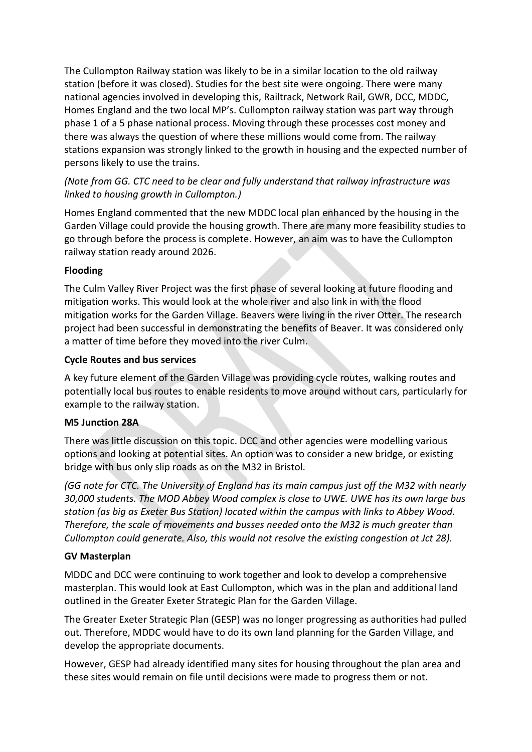The Cullompton Railway station was likely to be in a similar location to the old railway station (before it was closed). Studies for the best site were ongoing. There were many national agencies involved in developing this, Railtrack, Network Rail, GWR, DCC, MDDC, Homes England and the two local MP's. Cullompton railway station was part way through phase 1 of a 5 phase national process. Moving through these processes cost money and there was always the question of where these millions would come from. The railway stations expansion was strongly linked to the growth in housing and the expected number of persons likely to use the trains.

*(Note from GG. CTC need to be clear and fully understand that railway infrastructure was linked to housing growth in Cullompton.)*

Homes England commented that the new MDDC local plan enhanced by the housing in the Garden Village could provide the housing growth. There are many more feasibility studies to go through before the process is complete. However, an aim was to have the Cullompton railway station ready around 2026.

**Flooding**

The Culm Valley River Project was the first phase of several looking at future flooding and mitigation works. This would look at the whole river and also link in with the flood mitigation works for the Garden Village. Beavers were living in the river Otter. The research project had been successful in demonstrating the benefits of Beaver. It was considered only a matter of time before they moved into the river Culm.

**Cycle Routes and bus services**

A key future element of the Garden Village was providing cycle routes, walking routes and potentially local bus routes to enable residents to move around without cars, particularly for example to the railway station.

**M5 Junction 28A**

There was little discussion on this topic. DCC and other agencies were modelling various options and looking at potential sites. An option was to consider a new bridge, or existing bridge with bus only slip roads as on the M32 in Bristol.

*(GG note for CTC. The University of England has its main campus just off the M32 with nearly 30,000 students. The MOD Abbey Wood complex is close to UWE. UWE has its own large bus station (as big as Exeter Bus Station) located within the campus with links to Abbey Wood. Therefore, the scale of movements and busses needed onto the M32 is much greater than Cullompton could generate. Also, this would not resolve the existing congestion at Jct 28).*

**GV Masterplan**

MDDC and DCC were continuing to work together and look to develop a comprehensive masterplan. This would look at East Cullompton, which was in the plan and additional land outlined in the Greater Exeter Strategic Plan for the Garden Village.

The Greater Exeter Strategic Plan (GESP) was no longer progressing as authorities had pulled out. Therefore, MDDC would have to do its own land planning for the Garden Village, and develop the appropriate documents.

However, GESP had already identified many sites for housing throughout the plan area and these sites would remain on file until decisions were made to progress them or not.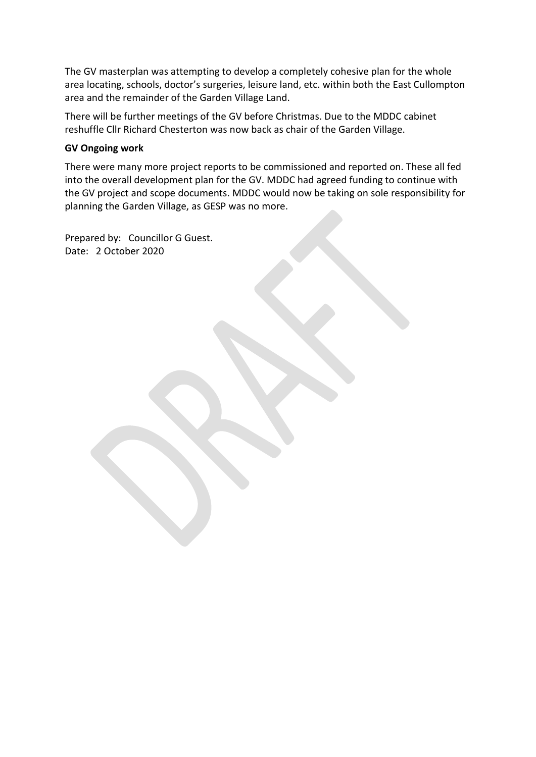The GV masterplan was attempting to develop a completely cohesive plan for the whole area locating, schools, doctor's surgeries, leisure land, etc. within both the East Cullompton area and the remainder of the Garden Village Land.

There will be further meetings of the GV before Christmas. Due to the MDDC cabinet reshuffle Cllr Richard Chesterton was now back as chair of the Garden Village.

**GV Ongoing work**

There were many more project reports to be commissioned and reported on. These all fed into the overall development plan for the GV. MDDC had agreed funding to continue with the GV project and scope documents. MDDC would now be taking on sole responsibility for planning the Garden Village, as GESP was no more.

Prepared by: Councillor G Guest.
Date: 2 October 2020